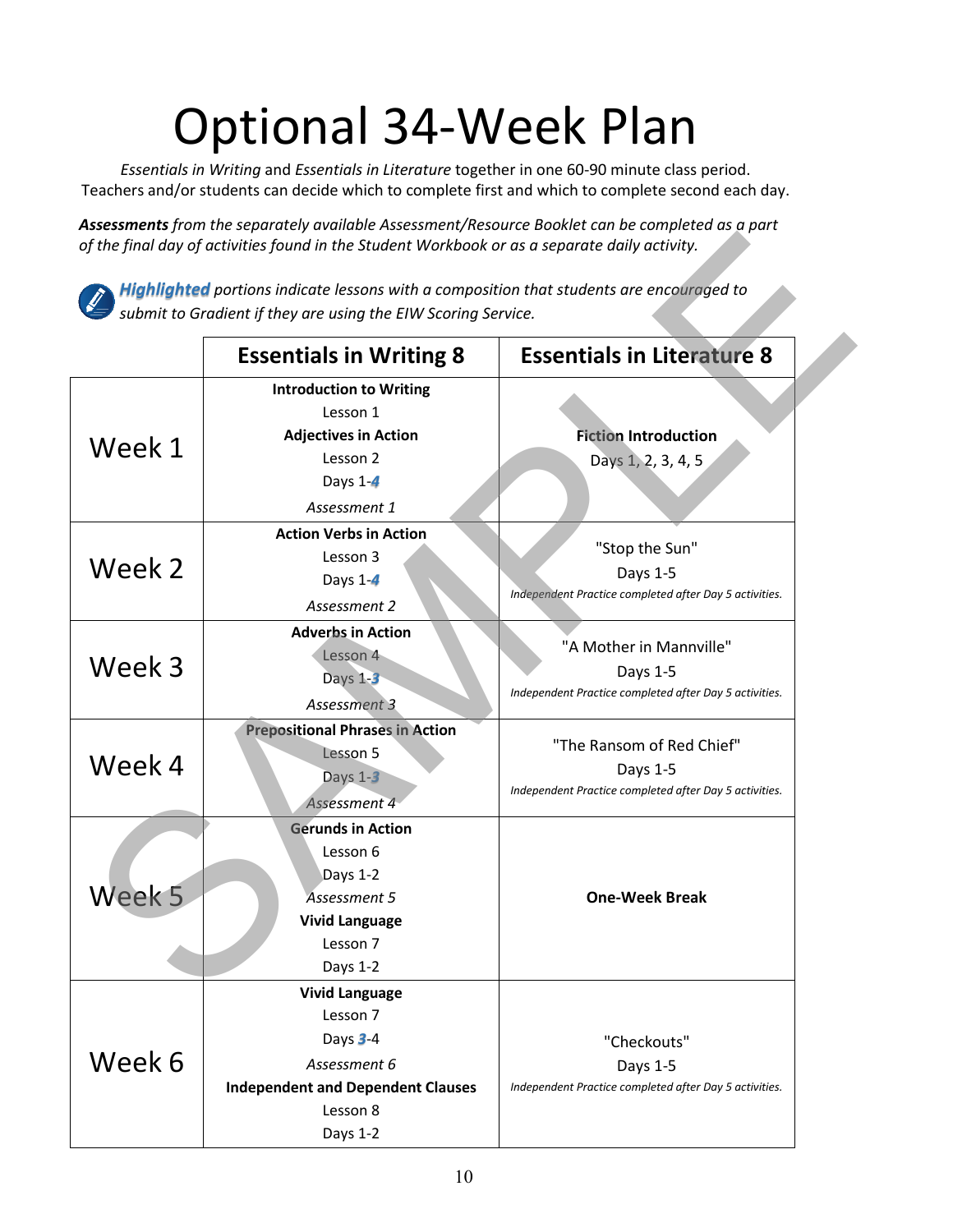# Optional 34-Week Plan

*Essentials in Writing* and *Essentials in Literature* together in one 60-90 minute class period. Teachers and/or students can decide which to complete first and which to complete second each day.

***Assessments*** *from the separately available Assessment/Resource Booklet can be completed as a part of the final day of activities found in the Student Workbook or as a separate daily activity.*

***Highlighted*** *portions indicate lessons with a composition that students are encouraged to submit to Gradient if they are using the EIW Scoring Service.*

| | Essentials in Writing 8 | Essentials in Literature 8 |
|---|---|---|
| Week 1 | **Introduction to Writing**<br>Lesson 1<br>**Adjectives in Action**<br>Lesson 2<br>Days 1-***4***<br>*Assessment 1* | **Fiction Introduction**<br>Days 1, 2, 3, 4, 5 |
| Week 2 | **Action Verbs in Action**<br>Lesson 3<br>Days 1-***4***<br>*Assessment 2* | "Stop the Sun"<br>Days 1-5<br>*Independent Practice completed after Day 5 activities.* |
| Week 3 | **Adverbs in Action**<br>Lesson 4<br>Days 1-***3***<br>*Assessment 3* | "A Mother in Mannville"<br>Days 1-5<br>*Independent Practice completed after Day 5 activities.* |
| Week 4 | **Prepositional Phrases in Action**<br>Lesson 5<br>Days 1-***3***<br>*Assessment 4* | "The Ransom of Red Chief"<br>Days 1-5<br>*Independent Practice completed after Day 5 activities.* |
| Week 5 | **Gerunds in Action**<br>Lesson 6<br>Days 1-2<br>*Assessment 5*<br>**Vivid Language**<br>Lesson 7<br>Days 1-2 | **One-Week Break** |
| Week 6 | **Vivid Language**<br>Lesson 7<br>Days ***3***-4<br>*Assessment 6*<br>**Independent and Dependent Clauses**<br>Lesson 8<br>Days 1-2 | "Checkouts"<br>Days 1-5<br>*Independent Practice completed after Day 5 activities.* |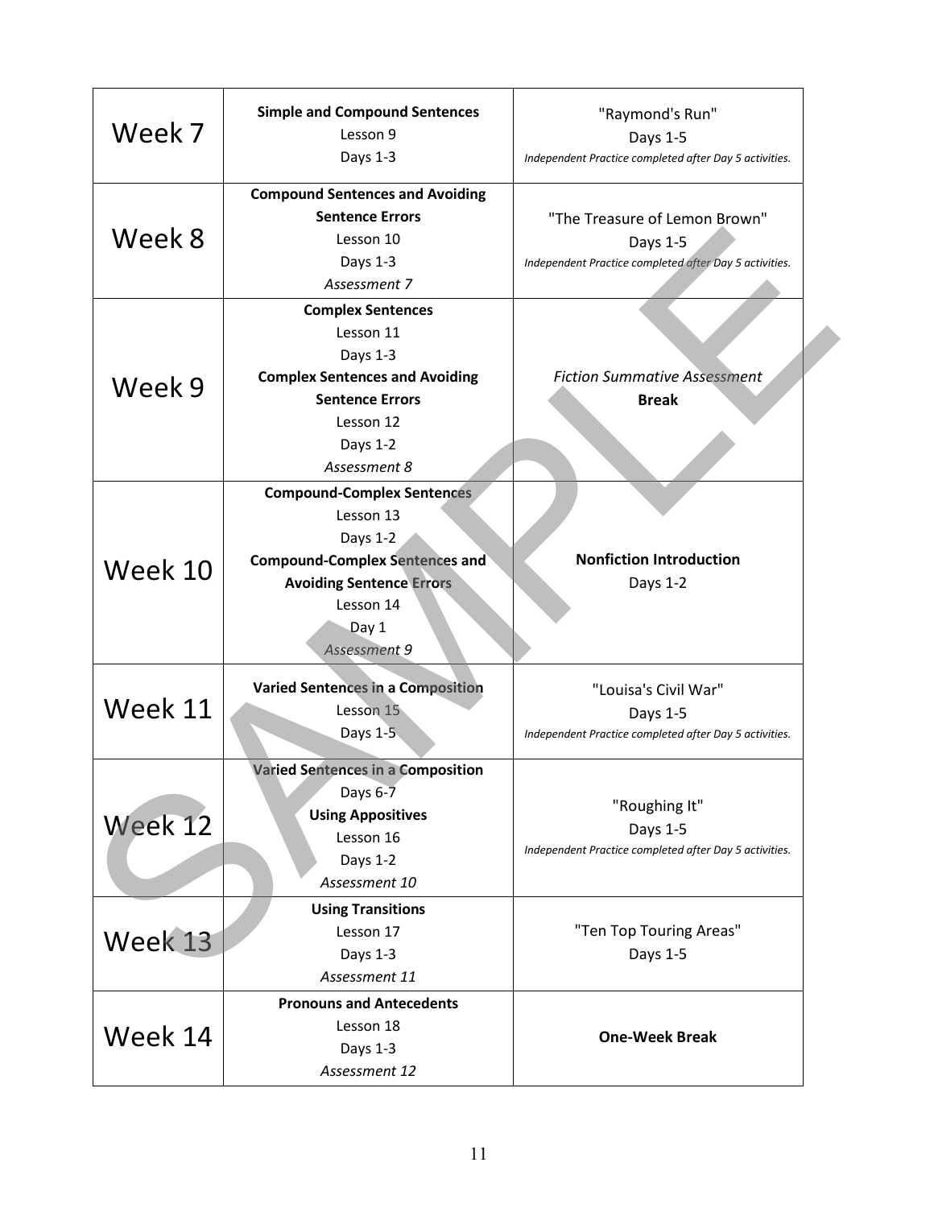| Week | Grammar | Literature |
|---|---|---|
| Week 7 | **Simple and Compound Sentences**<br>Lesson 9<br>Days 1-3 | "Raymond's Run"<br>Days 1-5<br>*Independent Practice completed after Day 5 activities.* |
| Week 8 | **Compound Sentences and Avoiding Sentence Errors**<br>Lesson 10<br>Days 1-3<br>*Assessment 7* | "The Treasure of Lemon Brown"<br>Days 1-5<br>*Independent Practice completed after Day 5 activities.* |
| Week 9 | **Complex Sentences**<br>Lesson 11<br>Days 1-3<br>**Complex Sentences and Avoiding Sentence Errors**<br>Lesson 12<br>Days 1-2<br>*Assessment 8* | *Fiction Summative Assessment*<br>**Break** |
| Week 10 | **Compound-Complex Sentences**<br>Lesson 13<br>Days 1-2<br>**Compound-Complex Sentences and Avoiding Sentence Errors**<br>Lesson 14<br>Day 1<br>*Assessment 9* | **Nonfiction Introduction**<br>Days 1-2 |
| Week 11 | **Varied Sentences in a Composition**<br>Lesson 15<br>Days 1-5 | "Louisa's Civil War"<br>Days 1-5<br>*Independent Practice completed after Day 5 activities.* |
| Week 12 | **Varied Sentences in a Composition**<br>Days 6-7<br>**Using Appositives**<br>Lesson 16<br>Days 1-2<br>*Assessment 10* | "Roughing It"<br>Days 1-5<br>*Independent Practice completed after Day 5 activities.* |
| Week 13 | **Using Transitions**<br>Lesson 17<br>Days 1-3<br>*Assessment 11* | "Ten Top Touring Areas"<br>Days 1-5 |
| Week 14 | **Pronouns and Antecedents**<br>Lesson 18<br>Days 1-3<br>*Assessment 12* | **One-Week Break** |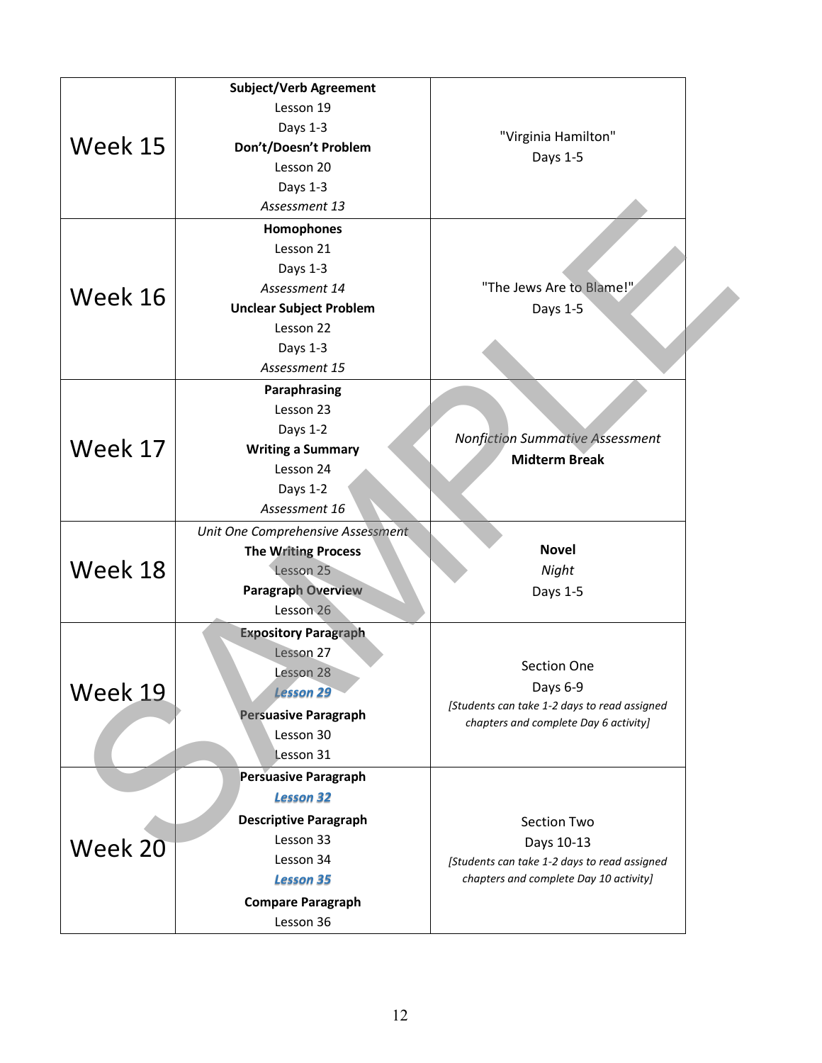| | | |
|---|---|---|
| Week 15 | **Subject/Verb Agreement**<br>Lesson 19<br>Days 1-3<br>**Don't/Doesn't Problem**<br>Lesson 20<br>Days 1-3<br>*Assessment 13* | "Virginia Hamilton"<br>Days 1-5 |
| Week 16 | **Homophones**<br>Lesson 21<br>Days 1-3<br>*Assessment 14*<br>**Unclear Subject Problem**<br>Lesson 22<br>Days 1-3<br>*Assessment 15* | "The Jews Are to Blame!"<br>Days 1-5 |
| Week 17 | **Paraphrasing**<br>Lesson 23<br>Days 1-2<br>**Writing a Summary**<br>Lesson 24<br>Days 1-2<br>*Assessment 16* | *Nonfiction Summative Assessment*<br>**Midterm Break** |
| Week 18 | *Unit One Comprehensive Assessment*<br>**The Writing Process**<br>Lesson 25<br>**Paragraph Overview**<br>Lesson 26 | **Novel**<br>*Night*<br>Days 1-5 |
| Week 19 | **Expository Paragraph**<br>Lesson 27<br>Lesson 28<br>***Lesson 29***<br>**Persuasive Paragraph**<br>Lesson 30<br>Lesson 31 | Section One<br>Days 6-9<br>*[Students can take 1-2 days to read assigned chapters and complete Day 6 activity]* |
| Week 20 | **Persuasive Paragraph**<br>***Lesson 32***<br>**Descriptive Paragraph**<br>Lesson 33<br>Lesson 34<br>***Lesson 35***<br>**Compare Paragraph**<br>Lesson 36 | Section Two<br>Days 10-13<br>*[Students can take 1-2 days to read assigned chapters and complete Day 10 activity]* |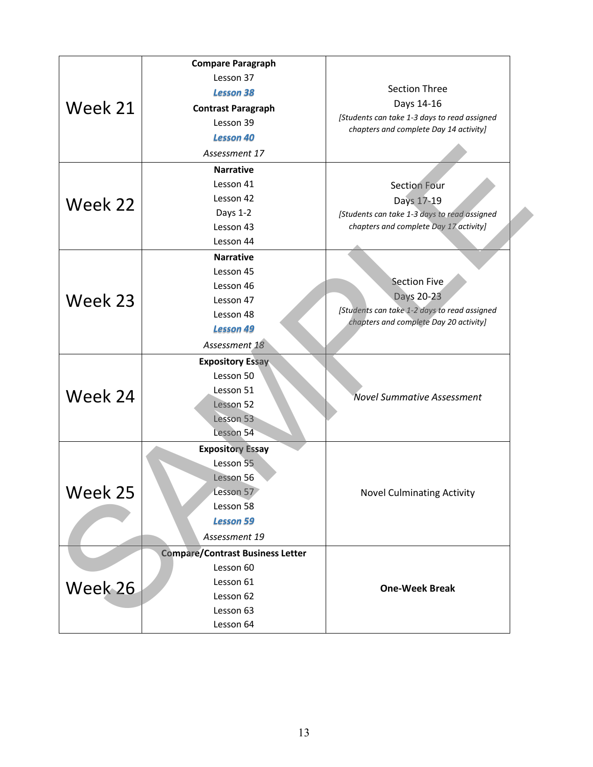| | | |
|---|---|---|
| Week 21 | **Compare Paragraph**<br>Lesson 37<br>***Lesson 38***<br>**Contrast Paragraph**<br>Lesson 39<br>***Lesson 40***<br>*Assessment 17* | Section Three<br>Days 14-16<br>*[Students can take 1-3 days to read assigned chapters and complete Day 14 activity]* |
| Week 22 | **Narrative**<br>Lesson 41<br>Lesson 42<br>Days 1-2<br>Lesson 43<br>Lesson 44 | Section Four<br>Days 17-19<br>*[Students can take 1-3 days to read assigned chapters and complete Day 17 activity]* |
| Week 23 | **Narrative**<br>Lesson 45<br>Lesson 46<br>Lesson 47<br>Lesson 48<br>***Lesson 49***<br>*Assessment 18* | Section Five<br>Days 20-23<br>*[Students can take 1-2 days to read assigned chapters and complete Day 20 activity]* |
| Week 24 | **Expository Essay**<br>Lesson 50<br>Lesson 51<br>Lesson 52<br>Lesson 53<br>Lesson 54 | *Novel Summative Assessment* |
| Week 25 | **Expository Essay**<br>Lesson 55<br>Lesson 56<br>Lesson 57<br>Lesson 58<br>***Lesson 59***<br>*Assessment 19* | Novel Culminating Activity |
| Week 26 | **Compare/Contrast Business Letter**<br>Lesson 60<br>Lesson 61<br>Lesson 62<br>Lesson 63<br>Lesson 64 | **One-Week Break** |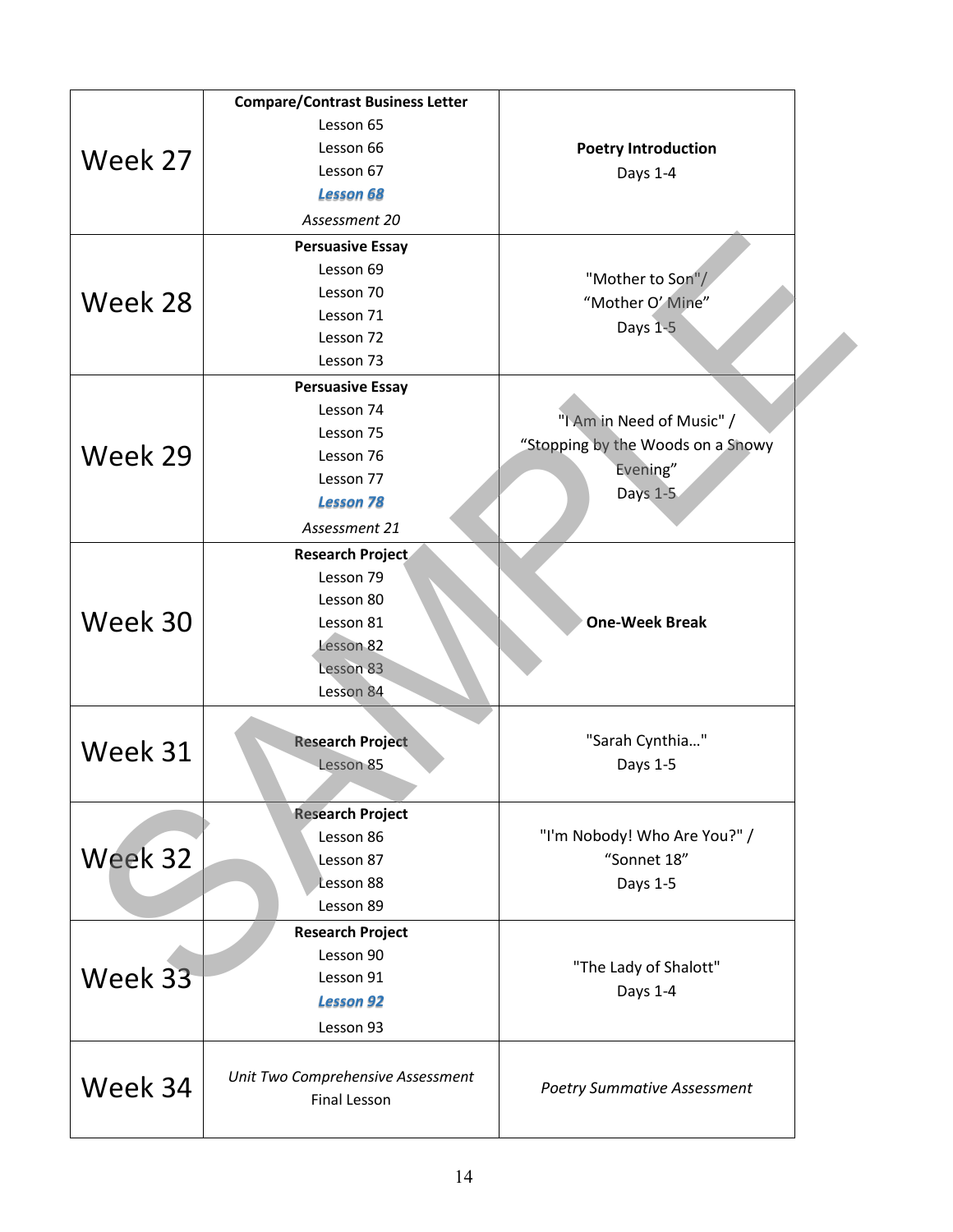| | | |
|---|---|---|
| Week 27 | **Compare/Contrast Business Letter**<br>Lesson 65<br>Lesson 66<br>Lesson 67<br>***Lesson 68***<br>*Assessment 20* | **Poetry Introduction**<br>Days 1-4 |
| Week 28 | **Persuasive Essay**<br>Lesson 69<br>Lesson 70<br>Lesson 71<br>Lesson 72<br>Lesson 73 | "Mother to Son"/<br>"Mother O' Mine"<br>Days 1-5 |
| Week 29 | **Persuasive Essay**<br>Lesson 74<br>Lesson 75<br>Lesson 76<br>Lesson 77<br>***Lesson 78***<br>*Assessment 21* | "I Am in Need of Music" /<br>"Stopping by the Woods on a Snowy Evening"<br>Days 1-5 |
| Week 30 | **Research Project**<br>Lesson 79<br>Lesson 80<br>Lesson 81<br>Lesson 82<br>Lesson 83<br>Lesson 84 | **One-Week Break** |
| Week 31 | **Research Project**<br>Lesson 85 | "Sarah Cynthia…"<br>Days 1-5 |
| Week 32 | **Research Project**<br>Lesson 86<br>Lesson 87<br>Lesson 88<br>Lesson 89 | "I'm Nobody! Who Are You?" /<br>"Sonnet 18"<br>Days 1-5 |
| Week 33 | **Research Project**<br>Lesson 90<br>Lesson 91<br>***Lesson 92***<br>Lesson 93 | "The Lady of Shalott"<br>Days 1-4 |
| Week 34 | *Unit Two Comprehensive Assessment*<br>Final Lesson | *Poetry Summative Assessment* |